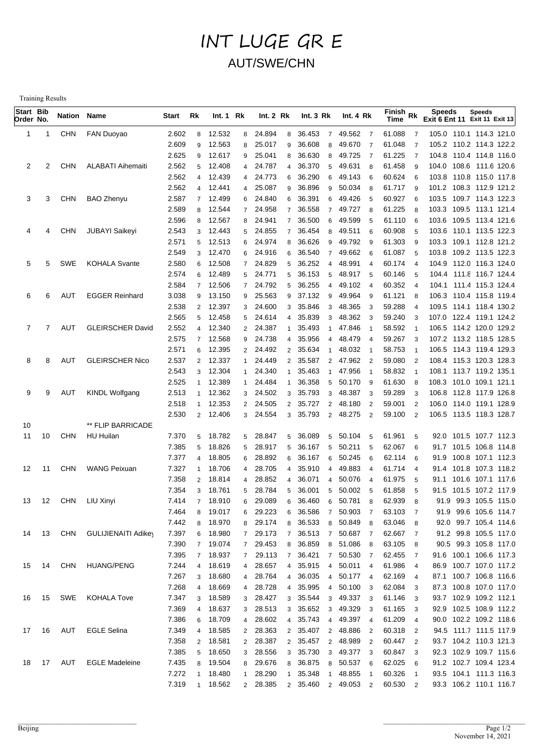# INT LUGE GR E

## AUT/SWE/CHN

Training Results

| Start Order | Bib No. | Nation | Name | Start | Rk | Int. 1 | Rk | Int. 2 | Rk | Int. 3 | Rk | Int. 4 | Rk | Finish Time | Rk | Speeds Exit 6 | Speeds Ent 11 | Speeds Exit 11 | Speeds Exit 13 |
|---|---|---|---|---|---|---|---|---|---|---|---|---|---|---|---|---|---|---|---|
| 1 | 1 | CHN | FAN Duoyao | 2.602 | 8 | 12.532 | 8 | 24.894 | 8 | 36.453 | 7 | 49.562 | 7 | 61.088 | 7 | 105.0 | 110.1 | 114.3 | 121.0 |
| | | | | 2.609 | 9 | 12.563 | 8 | 25.017 | 9 | 36.608 | 8 | 49.670 | 7 | 61.048 | 7 | 105.2 | 110.2 | 114.3 | 122.2 |
| | | | | 2.625 | 9 | 12.617 | 9 | 25.041 | 8 | 36.630 | 8 | 49.725 | 7 | 61.225 | 7 | 104.8 | 110.4 | 114.8 | 116.0 |
| 2 | 2 | CHN | ALABATI Aihemaiti | 2.562 | 5 | 12.408 | 4 | 24.787 | 4 | 36.370 | 5 | 49.631 | 8 | 61.458 | 9 | 104.0 | 108.6 | 111.6 | 120.6 |
| | | | | 2.562 | 4 | 12.439 | 4 | 24.773 | 6 | 36.290 | 6 | 49.143 | 6 | 60.624 | 6 | 103.8 | 110.8 | 115.0 | 117.8 |
| | | | | 2.562 | 4 | 12.441 | 4 | 25.087 | 9 | 36.896 | 9 | 50.034 | 8 | 61.717 | 9 | 101.2 | 108.3 | 112.9 | 121.2 |
| 3 | 3 | CHN | BAO Zhenyu | 2.587 | 7 | 12.499 | 6 | 24.840 | 6 | 36.391 | 6 | 49.426 | 5 | 60.927 | 6 | 103.5 | 109.7 | 114.3 | 122.3 |
| | | | | 2.589 | 8 | 12.544 | 7 | 24.958 | 7 | 36.558 | 7 | 49.727 | 8 | 61.225 | 8 | 103.3 | 109.5 | 113.1 | 121.4 |
| | | | | 2.596 | 8 | 12.567 | 8 | 24.941 | 7 | 36.500 | 6 | 49.599 | 5 | 61.110 | 6 | 103.6 | 109.5 | 113.4 | 121.6 |
| 4 | 4 | CHN | JUBAYI Saikeyi | 2.543 | 3 | 12.443 | 5 | 24.855 | 7 | 36.454 | 8 | 49.511 | 6 | 60.908 | 5 | 103.6 | 110.1 | 113.5 | 122.3 |
| | | | | 2.571 | 5 | 12.513 | 6 | 24.974 | 8 | 36.626 | 9 | 49.792 | 9 | 61.303 | 9 | 103.3 | 109.1 | 112.8 | 121.2 |
| | | | | 2.549 | 3 | 12.470 | 6 | 24.916 | 6 | 36.540 | 7 | 49.662 | 6 | 61.087 | 5 | 103.8 | 109.2 | 113.5 | 122.3 |
| 5 | 5 | SWE | KOHALA Svante | 2.580 | 6 | 12.508 | 7 | 24.829 | 5 | 36.252 | 4 | 48.991 | 4 | 60.174 | 4 | 104.9 | 112.0 | 116.3 | 124.0 |
| | | | | 2.574 | 6 | 12.489 | 5 | 24.771 | 5 | 36.153 | 5 | 48.917 | 5 | 60.146 | 5 | 104.4 | 111.8 | 116.7 | 124.4 |
| | | | | 2.584 | 7 | 12.506 | 7 | 24.792 | 5 | 36.255 | 4 | 49.102 | 4 | 60.352 | 4 | 104.1 | 111.4 | 115.3 | 124.4 |
| 6 | 6 | AUT | EGGER Reinhard | 3.038 | 9 | 13.150 | 9 | 25.563 | 9 | 37.132 | 9 | 49.964 | 9 | 61.121 | 8 | 106.3 | 110.4 | 115.8 | 119.4 |
| | | | | 2.538 | 2 | 12.397 | 3 | 24.600 | 3 | 35.846 | 3 | 48.365 | 3 | 59.288 | 4 | 109.5 | 114.1 | 118.4 | 130.2 |
| | | | | 2.565 | 5 | 12.458 | 5 | 24.614 | 4 | 35.839 | 3 | 48.362 | 3 | 59.240 | 3 | 107.0 | 122.4 | 119.1 | 124.2 |
| 7 | 7 | AUT | GLEIRSCHER David | 2.552 | 4 | 12.340 | 2 | 24.387 | 1 | 35.493 | 1 | 47.846 | 1 | 58.592 | 1 | 106.5 | 114.2 | 120.0 | 129.2 |
| | | | | 2.575 | 7 | 12.568 | 9 | 24.738 | 4 | 35.956 | 4 | 48.479 | 4 | 59.267 | 3 | 107.2 | 113.2 | 118.5 | 128.5 |
| | | | | 2.571 | 6 | 12.395 | 2 | 24.492 | 2 | 35.634 | 1 | 48.032 | 1 | 58.753 | 1 | 106.5 | 114.3 | 119.4 | 129.3 |
| 8 | 8 | AUT | GLEIRSCHER Nico | 2.537 | 2 | 12.337 | 1 | 24.449 | 2 | 35.587 | 2 | 47.962 | 2 | 59.080 | 2 | 108.4 | 115.3 | 120.3 | 128.3 |
| | | | | 2.543 | 3 | 12.304 | 1 | 24.340 | 1 | 35.463 | 1 | 47.956 | 1 | 58.832 | 1 | 108.1 | 113.7 | 119.2 | 135.1 |
| | | | | 2.525 | 1 | 12.389 | 1 | 24.484 | 1 | 36.358 | 5 | 50.170 | 9 | 61.630 | 8 | 108.3 | 101.0 | 109.1 | 121.1 |
| 9 | 9 | AUT | KINDL Wolfgang | 2.513 | 1 | 12.362 | 3 | 24.502 | 3 | 35.793 | 3 | 48.387 | 3 | 59.289 | 3 | 106.8 | 112.8 | 117.9 | 126.8 |
| | | | | 2.518 | 1 | 12.353 | 2 | 24.505 | 2 | 35.727 | 2 | 48.180 | 2 | 59.001 | 2 | 106.0 | 114.0 | 119.1 | 128.9 |
| | | | | 2.530 | 2 | 12.406 | 3 | 24.554 | 3 | 35.793 | 2 | 48.275 | 2 | 59.100 | 2 | 106.5 | 113.5 | 118.3 | 128.7 |
| 10 | | | ** FLIP BARRICADE | | | | | | | | | | | | | | | | |
| 11 | 10 | CHN | HU Huilan | 7.370 | 5 | 18.782 | 5 | 28.847 | 5 | 36.089 | 5 | 50.104 | 5 | 61.961 | 5 | 92.0 | 101.5 | 107.7 | 112.3 |
| | | | | 7.385 | 5 | 18.826 | 5 | 28.917 | 5 | 36.167 | 5 | 50.211 | 5 | 62.067 | 6 | 91.7 | 101.5 | 106.8 | 114.8 |
| | | | | 7.377 | 4 | 18.805 | 6 | 28.892 | 6 | 36.167 | 6 | 50.245 | 6 | 62.114 | 6 | 91.9 | 100.8 | 107.1 | 112.3 |
| 12 | 11 | CHN | WANG Peixuan | 7.327 | 1 | 18.706 | 4 | 28.705 | 4 | 35.910 | 4 | 49.883 | 4 | 61.714 | 4 | 91.4 | 101.8 | 107.3 | 118.2 |
| | | | | 7.358 | 2 | 18.814 | 4 | 28.852 | 4 | 36.071 | 4 | 50.076 | 4 | 61.975 | 5 | 91.1 | 101.6 | 107.1 | 117.6 |
| | | | | 7.354 | 3 | 18.761 | 5 | 28.784 | 5 | 36.001 | 5 | 50.002 | 5 | 61.858 | 5 | 91.5 | 101.5 | 107.2 | 117.9 |
| 13 | 12 | CHN | LIU Xinyi | 7.414 | 7 | 18.910 | 6 | 29.089 | 6 | 36.460 | 6 | 50.781 | 8 | 62.939 | 8 | 91.9 | 99.3 | 105.5 | 115.0 |
| | | | | 7.464 | 8 | 19.017 | 6 | 29.223 | 6 | 36.586 | 7 | 50.903 | 7 | 63.103 | 7 | 91.9 | 99.6 | 105.6 | 114.7 |
| | | | | 7.442 | 8 | 18.970 | 8 | 29.174 | 8 | 36.533 | 8 | 50.849 | 8 | 63.046 | 8 | 92.0 | 99.7 | 105.4 | 114.6 |
| 14 | 13 | CHN | GULIJIENAITI Adikey | 7.397 | 6 | 18.980 | 7 | 29.173 | 7 | 36.513 | 7 | 50.687 | 7 | 62.667 | 7 | 91.2 | 99.8 | 105.5 | 117.0 |
| | | | | 7.390 | 7 | 19.074 | 7 | 29.453 | 8 | 36.859 | 8 | 51.086 | 8 | 63.105 | 8 | 90.5 | 99.3 | 105.8 | 117.0 |
| | | | | 7.395 | 7 | 18.937 | 7 | 29.113 | 7 | 36.421 | 7 | 50.530 | 7 | 62.455 | 7 | 91.6 | 100.1 | 106.6 | 117.3 |
| 15 | 14 | CHN | HUANG/PENG | 7.244 | 4 | 18.619 | 4 | 28.657 | 4 | 35.915 | 4 | 50.011 | 4 | 61.986 | 4 | 86.9 | 100.7 | 107.0 | 117.2 |
| | | | | 7.267 | 3 | 18.680 | 4 | 28.764 | 4 | 36.035 | 4 | 50.177 | 4 | 62.169 | 4 | 87.1 | 100.7 | 106.8 | 116.6 |
| | | | | 7.268 | 4 | 18.669 | 4 | 28.728 | 4 | 35.995 | 4 | 50.100 | 3 | 62.084 | 3 | 87.3 | 100.8 | 107.0 | 117.0 |
| 16 | 15 | SWE | KOHALA Tove | 7.347 | 3 | 18.589 | 3 | 28.427 | 3 | 35.544 | 3 | 49.337 | 3 | 61.146 | 3 | 93.7 | 102.9 | 109.2 | 112.1 |
| | | | | 7.369 | 4 | 18.637 | 3 | 28.513 | 3 | 35.652 | 3 | 49.329 | 3 | 61.165 | 3 | 92.9 | 102.5 | 108.9 | 112.2 |
| | | | | 7.386 | 6 | 18.709 | 4 | 28.602 | 4 | 35.743 | 4 | 49.397 | 4 | 61.209 | 4 | 90.0 | 102.2 | 109.2 | 118.6 |
| 17 | 16 | AUT | EGLE Selina | 7.349 | 4 | 18.585 | 2 | 28.363 | 2 | 35.407 | 2 | 48.886 | 2 | 60.318 | 2 | 94.5 | 111.7 | 111.5 | 117.9 |
| | | | | 7.358 | 2 | 18.581 | 2 | 28.387 | 2 | 35.457 | 2 | 48.989 | 2 | 60.447 | 2 | 93.7 | 104.2 | 110.3 | 121.3 |
| | | | | 7.385 | 5 | 18.650 | 3 | 28.556 | 3 | 35.730 | 3 | 49.377 | 3 | 60.847 | 3 | 92.3 | 102.9 | 109.7 | 115.6 |
| 18 | 17 | AUT | EGLE Madeleine | 7.435 | 8 | 19.504 | 8 | 29.676 | 8 | 36.875 | 8 | 50.537 | 6 | 62.025 | 6 | 91.2 | 102.7 | 109.4 | 123.4 |
| | | | | 7.272 | 1 | 18.480 | 1 | 28.290 | 1 | 35.348 | 1 | 48.855 | 1 | 60.326 | 1 | 93.5 | 104.1 | 111.3 | 116.3 |
| | | | | 7.319 | 1 | 18.562 | 2 | 28.385 | 2 | 35.460 | 2 | 49.053 | 2 | 60.530 | 2 | 93.3 | 106.2 | 110.1 | 116.7 |

Beijing

November 14, 2021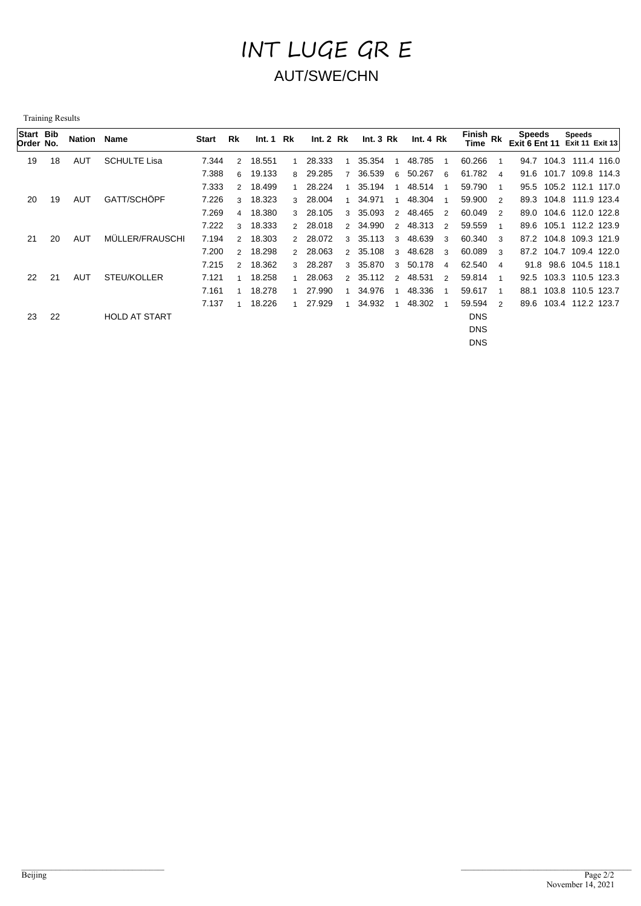# INT LUGE GR E

## AUT/SWE/CHN

Training Results

| Start Order | Bib No. | Nation | Name | Start | Rk | Int. 1 | Rk | Int. 2 | Rk | Int. 3 | Rk | Int. 4 | Rk | Finish Time | Rk | Speeds Exit 6 | Speeds Ent 11 | Speeds Exit 11 | Speeds Exit 13 |
|---|---|---|---|---|---|---|---|---|---|---|---|---|---|---|---|---|---|---|---|
| 19 | 18 | AUT | SCHULTE Lisa | 7.344 | 2 | 18.551 | 1 | 28.333 | 1 | 35.354 | 1 | 48.785 | 1 | 60.266 | 1 | 94.7 | 104.3 | 111.4 | 116.0 |
| | | | | 7.388 | 6 | 19.133 | 8 | 29.285 | 7 | 36.539 | 6 | 50.267 | 6 | 61.782 | 4 | 91.6 | 101.7 | 109.8 | 114.3 |
| | | | | 7.333 | 2 | 18.499 | 1 | 28.224 | 1 | 35.194 | 1 | 48.514 | 1 | 59.790 | 1 | 95.5 | 105.2 | 112.1 | 117.0 |
| 20 | 19 | AUT | GATT/SCHÖPF | 7.226 | 3 | 18.323 | 3 | 28.004 | 1 | 34.971 | 1 | 48.304 | 1 | 59.900 | 2 | 89.3 | 104.8 | 111.9 | 123.4 |
| | | | | 7.269 | 4 | 18.380 | 3 | 28.105 | 3 | 35.093 | 2 | 48.465 | 2 | 60.049 | 2 | 89.0 | 104.6 | 112.0 | 122.8 |
| | | | | 7.222 | 3 | 18.333 | 2 | 28.018 | 2 | 34.990 | 2 | 48.313 | 2 | 59.559 | 1 | 89.6 | 105.1 | 112.2 | 123.9 |
| 21 | 20 | AUT | MÜLLER/FRAUSCHI | 7.194 | 2 | 18.303 | 2 | 28.072 | 3 | 35.113 | 3 | 48.639 | 3 | 60.340 | 3 | 87.2 | 104.8 | 109.3 | 121.9 |
| | | | | 7.200 | 2 | 18.298 | 2 | 28.063 | 2 | 35.108 | 3 | 48.628 | 3 | 60.089 | 3 | 87.2 | 104.7 | 109.4 | 122.0 |
| | | | | 7.215 | 2 | 18.362 | 3 | 28.287 | 3 | 35.870 | 3 | 50.178 | 4 | 62.540 | 4 | 91.8 | 98.6 | 104.5 | 118.1 |
| 22 | 21 | AUT | STEU/KOLLER | 7.121 | 1 | 18.258 | 1 | 28.063 | 2 | 35.112 | 2 | 48.531 | 2 | 59.814 | 1 | 92.5 | 103.3 | 110.5 | 123.3 |
| | | | | 7.161 | 1 | 18.278 | 1 | 27.990 | 1 | 34.976 | 1 | 48.336 | 1 | 59.617 | 1 | 88.1 | 103.8 | 110.5 | 123.7 |
| | | | | 7.137 | 1 | 18.226 | 1 | 27.929 | 1 | 34.932 | 1 | 48.302 | 1 | 59.594 | 2 | 89.6 | 103.4 | 112.2 | 123.7 |
| 23 | 22 | | HOLD AT START | | | | | | | | | | | DNS | | | | | |
| | | | | | | | | | | | | | | DNS | | | | | |
| | | | | | | | | | | | | | | DNS | | | | | |

Beijing

November 14, 2021